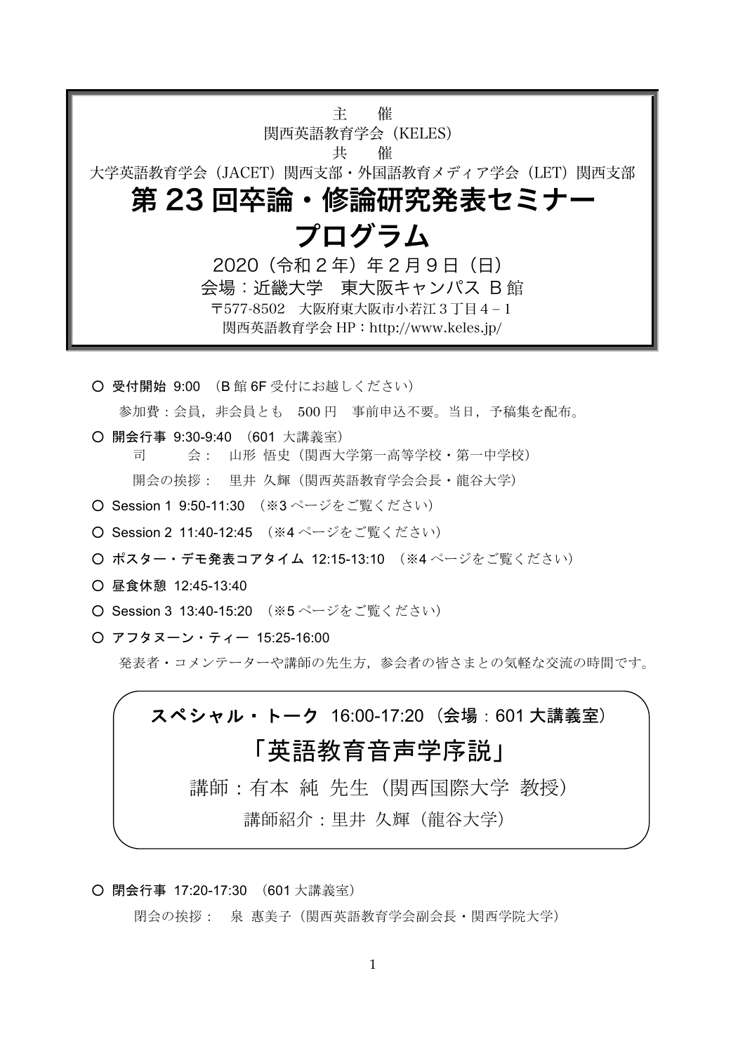主　催

関西英語教育学会（KELES）

共　催

大学英語教育学会（JACET）関西支部・外国語教育メディア学会（LET）関西支部

# 第 23 回卒論・修論研究発表セミナー
# プログラム

2020（令和 2 年）年 2 月 9 日（日）

会場：近畿大学　東大阪キャンパス B 館

〒577-8502　大阪府東大阪市小若江 3 丁目 4－1

関西英語教育学会 HP：http://www.keles.jp/

---

- ○ **受付開始** 9:00 （B 館 6F 受付にお越しください）

  参加費：会員，非会員とも　500 円　事前申込不要。当日，予稿集を配布。

- ○ **開会行事** 9:30-9:40 （601 大講義室）

  司　　会：　山形 悟史（関西大学第一高等学校・第一中学校）

  開会の挨拶：　里井 久輝（関西英語教育学会会長・龍谷大学）

- ○ Session 1 9:50-11:30 （※3 ページをご覧ください）
- ○ Session 2 11:40-12:45 （※4 ページをご覧ください）
- ○ **ポスター・デモ発表コアタイム** 12:15-13:10 （※4 ページをご覧ください）
- ○ **昼食休憩** 12:45-13:40
- ○ Session 3 13:40-15:20 （※5 ページをご覧ください）
- ○ **アフタヌーン・ティー** 15:25-16:00

  発表者・コメンテーターや講師の先生方，参会者の皆さまとの気軽な交流の時間です。

---

**スペシャル・トーク** 16:00-17:20 （会場：601 大講義室）

## 「英語教育音声学序説」

講師：有本 純 先生（関西国際大学 教授）

講師紹介：里井 久輝（龍谷大学）

---

- ○ **閉会行事** 17:20-17:30 （601 大講義室）

  閉会の挨拶：　泉 惠美子（関西英語教育学会副会長・関西学院大学）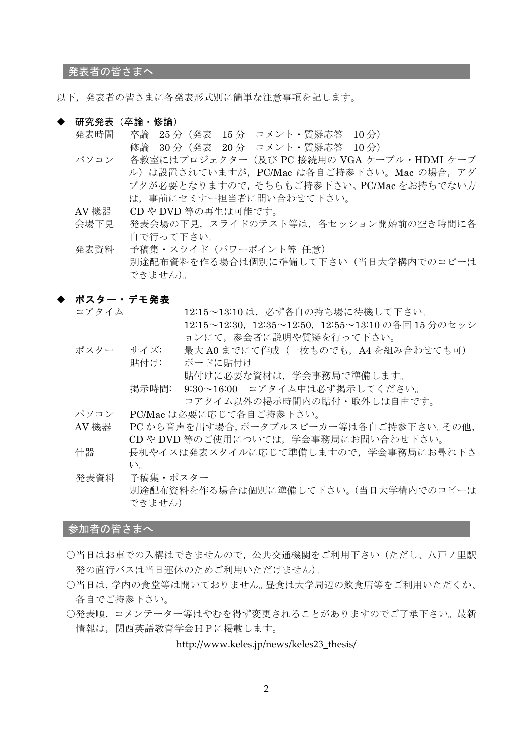## 発表者の皆さまへ

以下，発表者の皆さまに各発表形式別に簡単な注意事項を記します。

### ◆ 研究発表（卒論・修論）

発表時間　卒論　25 分（発表　15 分　コメント・質疑応答　10 分）
　　　　　修論　30 分（発表　20 分　コメント・質疑応答　10 分）

パソコン　各教室にはプロジェクター（及び PC 接続用の VGA ケーブル・HDMI ケーブル）は設置されていますが，PC/Mac は各自ご持参下さい。Mac の場合，アダプタが必要となりますので，そちらもご持参下さい。PC/Mac をお持ちでない方は，事前にセミナー担当者に問い合わせて下さい。

AV 機器　CD や DVD 等の再生は可能です。

会場下見　発表会場の下見，スライドのテスト等は，各セッション開始前の空き時間に各自で行って下さい。

発表資料　予稿集・スライド（パワーポイント等 任意）
　　　　　別途配布資料を作る場合は個別に準備して下さい（当日大学構内でのコピーはできません)。

### ◆ ポスター・デモ発表

コアタイム　12:15～13:10 は，必ず各自の持ち場に待機して下さい。
　　　　　　12:15～12:30，12:35～12:50，12:55～13:10 の各回 15 分のセッションにて，参会者に説明や質疑を行って下さい。

ポスター　サイズ:　最大 A0 までにて作成（一枚ものでも，A4 を組み合わせても可）
　　　　　貼付け:　ボードに貼付け
　　　　　　　　　 貼付けに必要な資材は，学会事務局で準備します。
　　　　　掲示時間:　9:30～16:00　コアタイム中は必ず掲示してください。
　　　　　　　　　 コアタイム以外の掲示時間内の貼付・取外しは自由です。

パソコン　PC/Mac は必要に応じて各自ご持参下さい。

AV 機器　PC から音声を出す場合, ポータブルスピーカー等は各自ご持参下さい。その他，CD や DVD 等のご使用については，学会事務局にお問い合わせ下さい。

什器　長机やイスは発表スタイルに応じて準備しますので，学会事務局にお尋ね下さい。

発表資料　予稿集・ポスター
　　　　　別途配布資料を作る場合は個別に準備して下さい。(当日大学構内でのコピーはできません)

## 参加者の皆さまへ

○当日はお車での入構はできませんので，公共交通機関をご利用下さい（ただし、八戸ノ里駅発の直行バスは当日運休のためご利用いただけません)。

○当日は, 学内の食堂等は開いておりません。昼食は大学周辺の飲食店等をご利用いただくか、各自でご持参下さい。

○発表順，コメンテーター等はやむを得ず変更されることがありますのでご了承下さい。最新情報は，関西英語教育学会ＨＰに掲載します。

http://www.keles.jp/news/keles23_thesis/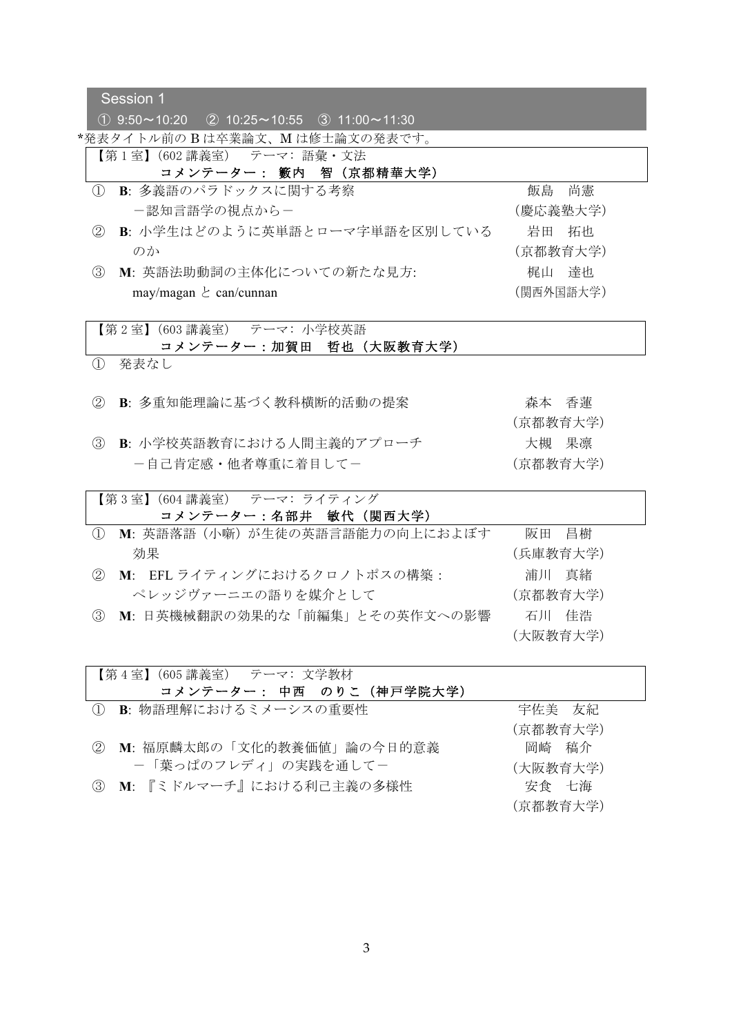## Session 1

① 9:50～10:20　② 10:25～10:55　③ 11:00～11:30

*発表タイトル前の B は卒業論文、M は修士論文の発表です。

### 【第 1 室】(602 講義室)　テーマ: 語彙・文法
**コメンテーター： 籔内　智 (京都精華大学)**

① **B**: 多義語のパラドックスに関する考察
　－認知言語学の視点から－
　飯島　尚憲 (慶応義塾大学)

② **B**: 小学生はどのように英単語とローマ字単語を区別しているのか
　岩田　拓也 (京都教育大学)

③ **M**: 英語法助動詞の主体化についての新たな見方:
　may/magan と can/cunnan
　梶山　達也 (関西外国語大学)

### 【第 2 室】(603 講義室)　テーマ: 小学校英語
**コメンテーター：加賀田　哲也 (大阪教育大学)**

① 発表なし

② **B**: 多重知能理論に基づく教科横断的活動の提案
　森本　香蓮 (京都教育大学)

③ **B**: 小学校英語教育における人間主義的アプローチ
　－自己肯定感・他者尊重に着目して－
　大槻　果凜 (京都教育大学)

### 【第 3 室】(604 講義室)　テーマ: ライティング
**コメンテーター：名部井　敏代 (関西大学)**

① **M**: 英語落語 (小噺) が生徒の英語言語能力の向上におよぼす効果
　阪田　昌樹 (兵庫教育大学)

② **M**: EFL ライティングにおけるクロノトポスの構築：
　ペレッジヴァーニエの語りを媒介として
　浦川　真緒 (京都教育大学)

③ **M**: 日英機械翻訳の効果的な「前編集」とその英作文への影響
　石川　佳浩 (大阪教育大学)

### 【第 4 室】(605 講義室)　テーマ: 文学教材
**コメンテーター： 中西　のりこ (神戸学院大学)**

① **B**: 物語理解におけるミメーシスの重要性
　宇佐美　友紀 (京都教育大学)

② **M**: 福原麟太郎の「文化的教養価値」論の今日的意義
　－「葉っぱのフレディ」の実践を通して－
　岡崎　稿介 (大阪教育大学)

③ **M**: 『ミドルマーチ』における利己主義の多様性
　安食　七海 (京都教育大学)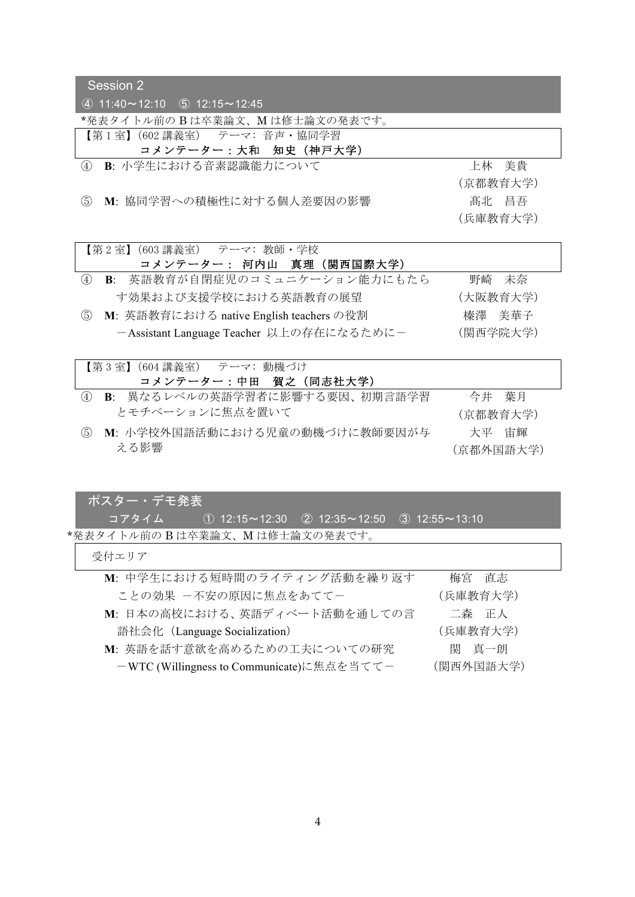## Session 2

④ 11:40〜12:10　⑤ 12:15〜12:45

*発表タイトル前の B は卒業論文、M は修士論文の発表です。

**【第 1 室】**（602 講義室）　テーマ：音声・協同学習
**コメンテーター：大和　知史（神戸大学）**

| | 発表 | 発表者 |
|---|---|---|
| ④ | **B**: 小学生における音素認識能力について | 上林　美貴（京都教育大学） |
| ⑤ | **M**: 協同学習への積極性に対する個人差要因の影響 | 髙北　昌吾（兵庫教育大学） |

**【第 2 室】**（603 講義室）　テーマ：教師・学校
**コメンテーター：河内山　真理（関西国際大学）**

| | 発表 | 発表者 |
|---|---|---|
| ④ | **B**: 英語教育が自閉症児のコミュニケーション能力にもたらす効果および支援学校における英語教育の展望 | 野崎　未奈（大阪教育大学） |
| ⑤ | **M**: 英語教育における native English teachers の役割 －Assistant Language Teacher 以上の存在になるために－ | 榛澤　美華子（関西学院大学） |

**【第 3 室】**（604 講義室）　テーマ：動機づけ
**コメンテーター：中田　賀之（同志社大学）**

| | 発表 | 発表者 |
|---|---|---|
| ④ | **B**: 異なるレベルの英語学習者に影響する要因、初期言語学習とモチベーションに焦点を置いて | 今井　葉月（京都教育大学） |
| ⑤ | **M**: 小学校外国語活動における児童の動機づけに教師要因が与える影響 | 大平　宙輝（京都外国語大学） |

## ポスター・デモ発表

コアタイム　① 12:15〜12:30　② 12:35〜12:50　③ 12:55〜13:10

*発表タイトル前の B は卒業論文、M は修士論文の発表です。

**受付エリア**

| 発表 | 発表者 |
|---|---|
| **M**: 中学生における短時間のライティング活動を繰り返すことの効果 －不安の原因に焦点をあてて－ | 梅宮　直志（兵庫教育大学） |
| **M**: 日本の高校における、英語ディベート活動を通しての言語社会化（Language Socialization） | 二森　正人（兵庫教育大学） |
| **M**: 英語を話す意欲を高めるための工夫についての研究 －WTC (Willingness to Communicate)に焦点を当てて－ | 関　真一朗（関西外国語大学） |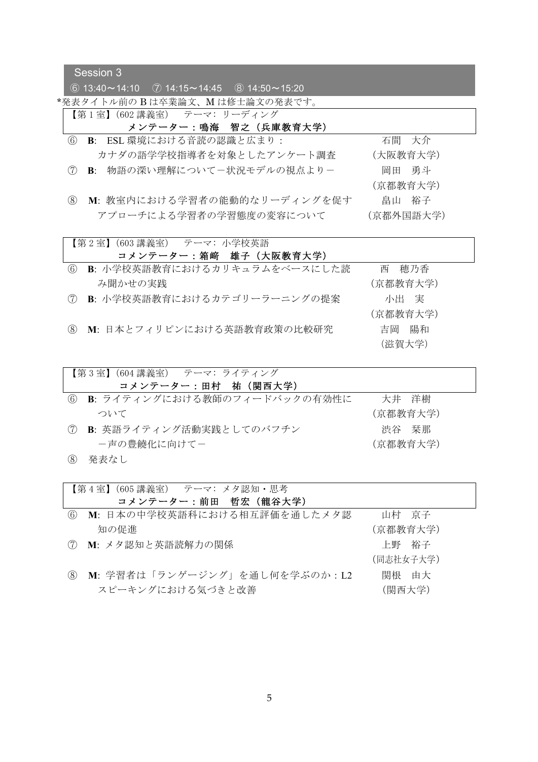## Session 3

⑥ 13:40～14:10　⑦ 14:15～14:45　⑧ 14:50～15:20

*発表タイトル前の B は卒業論文、M は修士論文の発表です。

### 【第 1 室】(602 講義室)　テーマ: リーディング

**メンテーター：鳴海　智之（兵庫教育大学）**

⑥ **B**:　ESL 環境における音読の認識と広まり：カナダの語学学校指導者を対象としたアンケート調査　　石間　大介（大阪教育大学）

⑦ **B**:　物語の深い理解について－状況モデルの視点より－　　岡田　勇斗（京都教育大学）

⑧ **M**: 教室内における学習者の能動的なリーディングを促すアプローチによる学習者の学習態度の変容について　　畠山　裕子（京都外国語大学）

### 【第 2 室】(603 講義室)　テーマ: 小学校英語

**コメンテーター：箱﨑　雄子（大阪教育大学）**

⑥ **B**: 小学校英語教育におけるカリキュラムをベースにした読み聞かせの実践　　西　穂乃香（京都教育大学）

⑦ **B**: 小学校英語教育におけるカテゴリーラーニングの提案　　小出　実（京都教育大学）

⑧ **M**: 日本とフィリピンにおける英語教育政策の比較研究　　吉岡　陽和（滋賀大学）

### 【第 3 室】(604 講義室)　テーマ: ライティング

**コメンテーター：田村　祐（関西大学）**

⑥ **B**: ライティングにおける教師のフィードバックの有効性について　　大井　洋樹（京都教育大学）

⑦ **B**: 英語ライティング活動実践としてのパフチン－声の豊饒化に向けて－　　渋谷　栞那（京都教育大学）

⑧ 発表なし

### 【第 4 室】(605 講義室)　テーマ: メタ認知・思考

**コメンテーター：前田　哲宏（龍谷大学）**

⑥ **M**: 日本の中学校英語科における相互評価を通したメタ認知の促進　　山村　京子（京都教育大学）

⑦ **M**: メタ認知と英語読解力の関係　　上野　裕子（同志社女子大学）

⑧ **M**: 学習者は「ランゲージング」を通し何を学ぶのか：L2 スピーキングにおける気づきと改善　　関根　由大（関西大学）